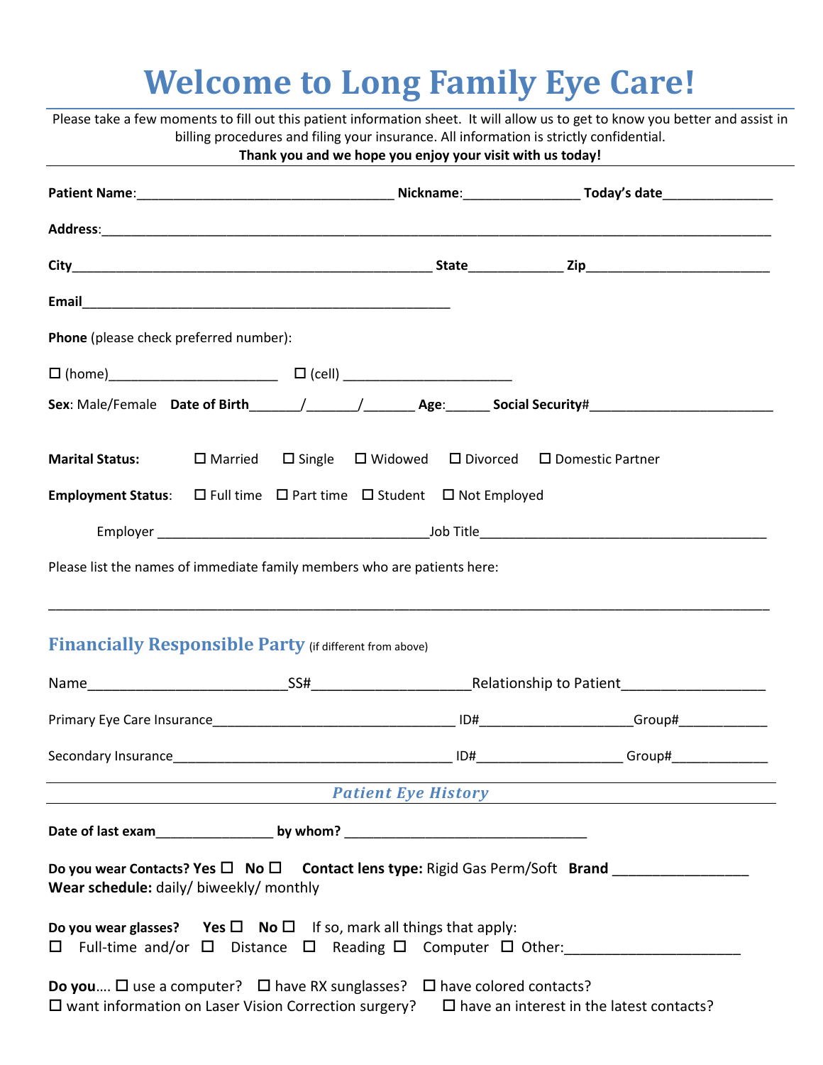# Welcome to Long Family Eye Care!

Please take a few moments to fill out this patient information sheet. It will allow us to get to know you better and assist in billing procedures and filing your insurance. All information is strictly confidential.

**Thank you and we hope you enjoy your visit with us today!**

**Patient Name**:___________________________________ **Nickname**:________________ **Today's date**_______________

**Address**:_________________________________________________________________________________________

**City**__________________________________________________ **State**_____________ **Zip**_________________________

**Email**__________________________________________________

**Phone** (please check preferred number):

☐ (home)______________________ ☐ (cell) ______________________

**Sex**: Male/Female **Date of Birth**_______/_______/_______ **Age**:______ **Social Security#**_________________________

**Marital Status:** ☐ Married ☐ Single ☐ Widowed ☐ Divorced ☐ Domestic Partner

**Employment Status**: ☐ Full time ☐ Part time ☐ Student ☐ Not Employed

Employer _____________________________________Job Title_______________________________________

Please list the names of immediate family members who are patients here:

___________________________________________________________________________________________________

## Financially Responsible Party (if different from above)

Name_________________________SS#____________________Relationship to Patient__________________

Primary Eye Care Insurance_________________________________ ID#___________________Group#___________

Secondary Insurance_____________________________________ ID#___________________ Group#_____________

## *Patient Eye History*

**Date of last exam**________________ **by whom?** _________________________________

**Do you wear Contacts? Yes** ☐ **No** ☐ **Contact lens type:** Rigid Gas Perm/Soft **Brand** _________________
**Wear schedule:** daily/ biweekly/ monthly

**Do you wear glasses? Yes** ☐ **No** ☐ If so, mark all things that apply:
☐ Full-time and/or ☐ Distance ☐ Reading ☐ Computer ☐ Other:______________________

**Do you**…. ☐ use a computer? ☐ have RX sunglasses? ☐ have colored contacts?
☐ want information on Laser Vision Correction surgery? ☐ have an interest in the latest contacts?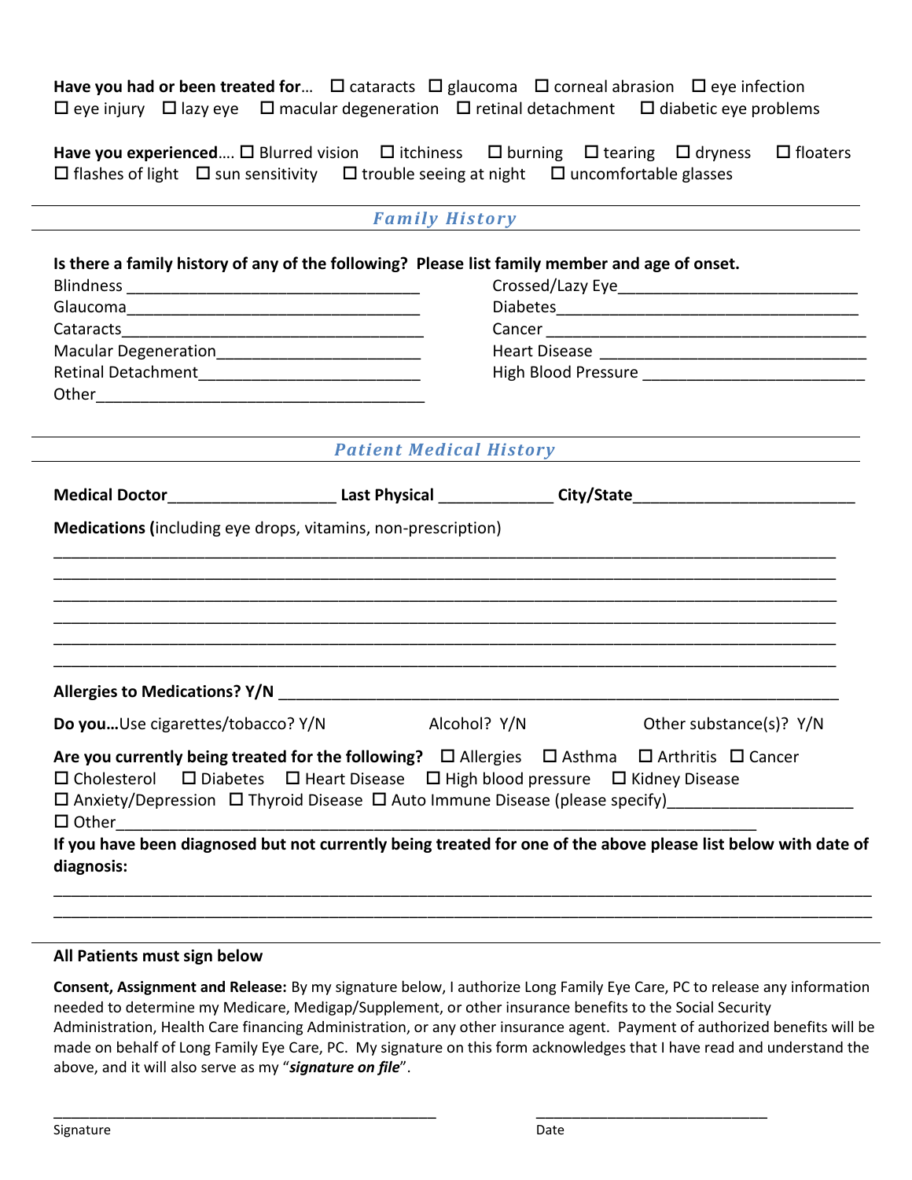**Have you had or been treated for…** ☐ cataracts ☐ glaucoma ☐ corneal abrasion ☐ eye infection ☐ eye injury ☐ lazy eye ☐ macular degeneration ☐ retinal detachment ☐ diabetic eye problems

**Have you experienced….** ☐ Blurred vision ☐ itchiness ☐ burning ☐ tearing ☐ dryness ☐ floaters ☐ flashes of light ☐ sun sensitivity ☐ trouble seeing at night ☐ uncomfortable glasses

## *Family History*

**Is there a family history of any of the following? Please list family member and age of onset.**

Blindness ________________________________

Glaucoma________________________________

Cataracts________________________________

Macular Degeneration______________________

Retinal Detachment________________________

Other____________________________________

Crossed/Lazy Eye__________________________

Diabetes_________________________________

Cancer __________________________________

Heart Disease ____________________________

High Blood Pressure ________________________

## *Patient Medical History*

**Medical Doctor**__________________ **Last Physical** ____________ **City/State**________________________

**Medications (**including eye drops, vitamins, non-prescription)

_______________________________________________________________________________

_______________________________________________________________________________

_______________________________________________________________________________

_______________________________________________________________________________

_______________________________________________________________________________

_______________________________________________________________________________

**Allergies to Medications? Y/N** ____________________________________________________________

**Do you…**Use cigarettes/tobacco? Y/N Alcohol? Y/N Other substance(s)? Y/N

**Are you currently being treated for the following?** ☐ Allergies ☐ Asthma ☐ Arthritis ☐ Cancer ☐ Cholesterol ☐ Diabetes ☐ Heart Disease ☐ High blood pressure ☐ Kidney Disease ☐ Anxiety/Depression ☐ Thyroid Disease ☐ Auto Immune Disease (please specify)____________________ ☐ Other______________________________________________________________________

**If you have been diagnosed but not currently being treated for one of the above please list below with date of diagnosis:**

_______________________________________________________________________________

_______________________________________________________________________________

**All Patients must sign below**

**Consent, Assignment and Release:** By my signature below, I authorize Long Family Eye Care, PC to release any information needed to determine my Medicare, Medigap/Supplement, or other insurance benefits to the Social Security Administration, Health Care financing Administration, or any other insurance agent. Payment of authorized benefits will be made on behalf of Long Family Eye Care, PC. My signature on this form acknowledges that I have read and understand the above, and it will also serve as my "***signature on file***".

_____________________________________________ ___________________________

Signature Date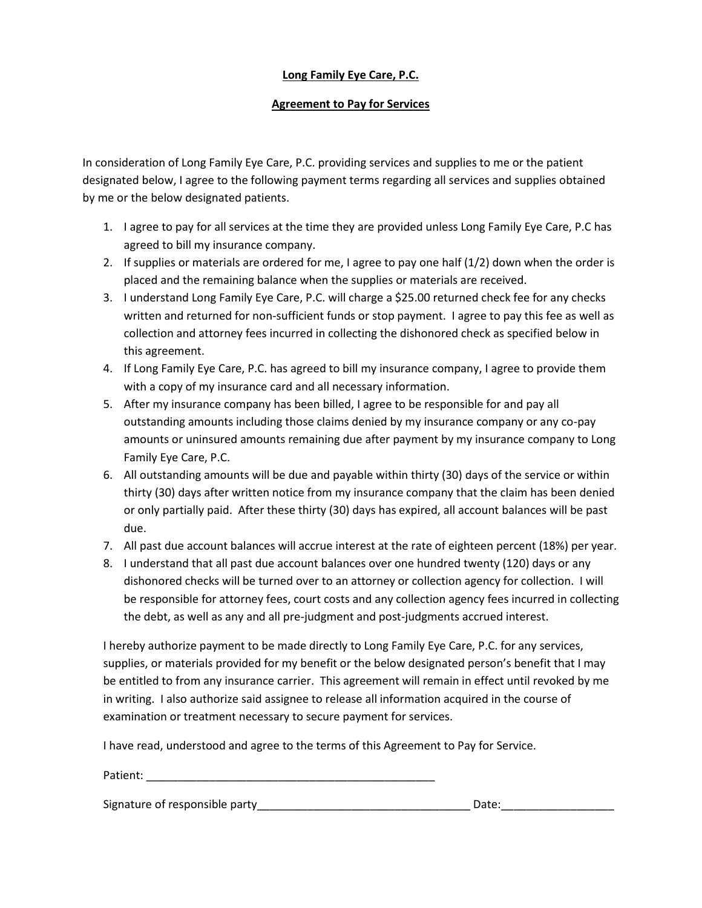**Long Family Eye Care, P.C.**

**Agreement to Pay for Services**

In consideration of Long Family Eye Care, P.C. providing services and supplies to me or the patient designated below, I agree to the following payment terms regarding all services and supplies obtained by me or the below designated patients.

1. I agree to pay for all services at the time they are provided unless Long Family Eye Care, P.C has agreed to bill my insurance company.
2. If supplies or materials are ordered for me, I agree to pay one half (1/2) down when the order is placed and the remaining balance when the supplies or materials are received.
3. I understand Long Family Eye Care, P.C. will charge a $25.00 returned check fee for any checks written and returned for non-sufficient funds or stop payment. I agree to pay this fee as well as collection and attorney fees incurred in collecting the dishonored check as specified below in this agreement.
4. If Long Family Eye Care, P.C. has agreed to bill my insurance company, I agree to provide them with a copy of my insurance card and all necessary information.
5. After my insurance company has been billed, I agree to be responsible for and pay all outstanding amounts including those claims denied by my insurance company or any co-pay amounts or uninsured amounts remaining due after payment by my insurance company to Long Family Eye Care, P.C.
6. All outstanding amounts will be due and payable within thirty (30) days of the service or within thirty (30) days after written notice from my insurance company that the claim has been denied or only partially paid. After these thirty (30) days has expired, all account balances will be past due.
7. All past due account balances will accrue interest at the rate of eighteen percent (18%) per year.
8. I understand that all past due account balances over one hundred twenty (120) days or any dishonored checks will be turned over to an attorney or collection agency for collection. I will be responsible for attorney fees, court costs and any collection agency fees incurred in collecting the debt, as well as any and all pre-judgment and post-judgments accrued interest.

I hereby authorize payment to be made directly to Long Family Eye Care, P.C. for any services, supplies, or materials provided for my benefit or the below designated person's benefit that I may be entitled to from any insurance carrier. This agreement will remain in effect until revoked by me in writing. I also authorize said assignee to release all information acquired in the course of examination or treatment necessary to secure payment for services.

I have read, understood and agree to the terms of this Agreement to Pay for Service.

Patient: _______________________________________________

Signature of responsible party_________________________________ Date:_________________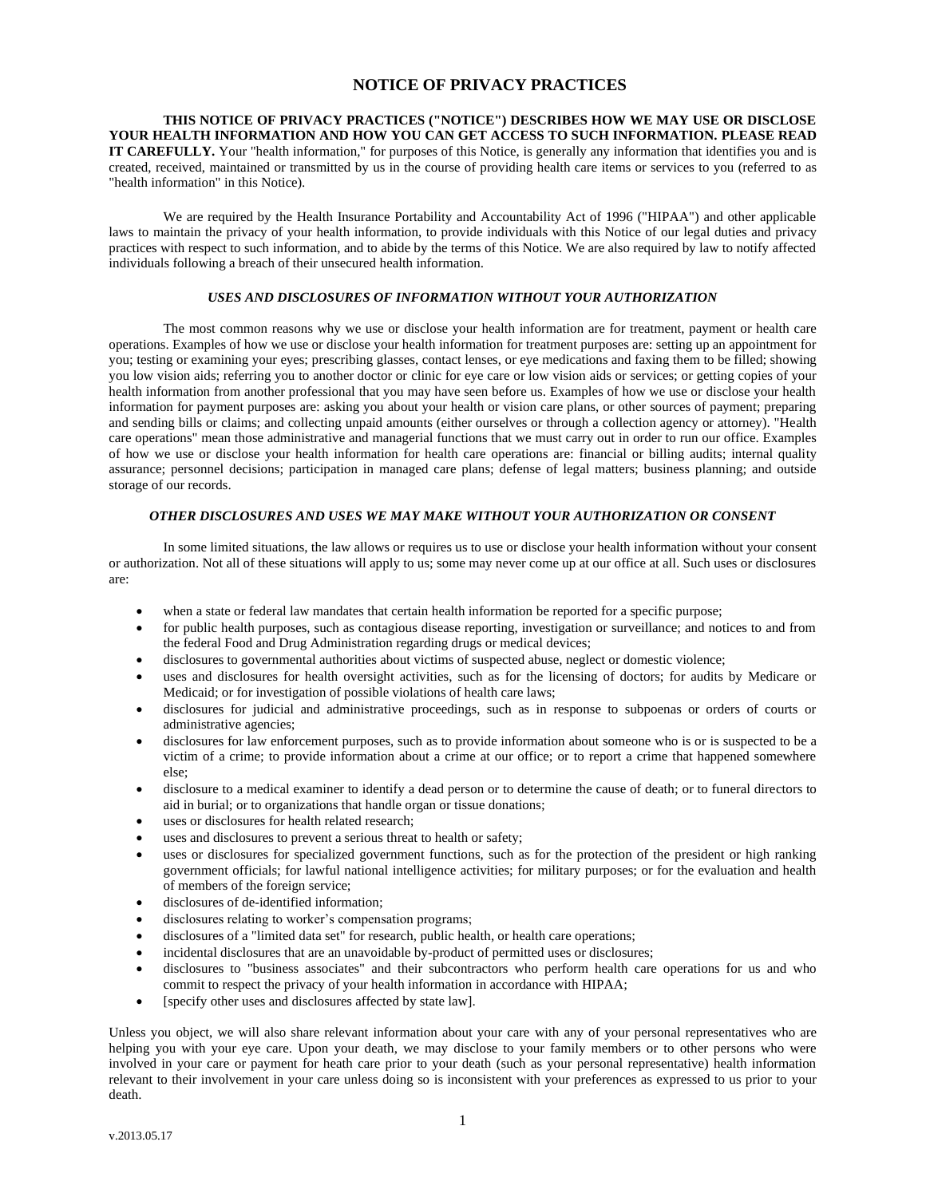# NOTICE OF PRIVACY PRACTICES

**THIS NOTICE OF PRIVACY PRACTICES ("NOTICE") DESCRIBES HOW WE MAY USE OR DISCLOSE YOUR HEALTH INFORMATION AND HOW YOU CAN GET ACCESS TO SUCH INFORMATION. PLEASE READ IT CAREFULLY.** Your "health information," for purposes of this Notice, is generally any information that identifies you and is created, received, maintained or transmitted by us in the course of providing health care items or services to you (referred to as "health information" in this Notice).

We are required by the Health Insurance Portability and Accountability Act of 1996 ("HIPAA") and other applicable laws to maintain the privacy of your health information, to provide individuals with this Notice of our legal duties and privacy practices with respect to such information, and to abide by the terms of this Notice. We are also required by law to notify affected individuals following a breach of their unsecured health information.

### ***USES AND DISCLOSURES OF INFORMATION WITHOUT YOUR AUTHORIZATION***

The most common reasons why we use or disclose your health information are for treatment, payment or health care operations. Examples of how we use or disclose your health information for treatment purposes are: setting up an appointment for you; testing or examining your eyes; prescribing glasses, contact lenses, or eye medications and faxing them to be filled; showing you low vision aids; referring you to another doctor or clinic for eye care or low vision aids or services; or getting copies of your health information from another professional that you may have seen before us. Examples of how we use or disclose your health information for payment purposes are: asking you about your health or vision care plans, or other sources of payment; preparing and sending bills or claims; and collecting unpaid amounts (either ourselves or through a collection agency or attorney). "Health care operations" mean those administrative and managerial functions that we must carry out in order to run our office. Examples of how we use or disclose your health information for health care operations are: financial or billing audits; internal quality assurance; personnel decisions; participation in managed care plans; defense of legal matters; business planning; and outside storage of our records.

### ***OTHER DISCLOSURES AND USES WE MAY MAKE WITHOUT YOUR AUTHORIZATION OR CONSENT***

In some limited situations, the law allows or requires us to use or disclose your health information without your consent or authorization. Not all of these situations will apply to us; some may never come up at our office at all. Such uses or disclosures are:

- when a state or federal law mandates that certain health information be reported for a specific purpose;
- for public health purposes, such as contagious disease reporting, investigation or surveillance; and notices to and from the federal Food and Drug Administration regarding drugs or medical devices;
- disclosures to governmental authorities about victims of suspected abuse, neglect or domestic violence;
- uses and disclosures for health oversight activities, such as for the licensing of doctors; for audits by Medicare or Medicaid; or for investigation of possible violations of health care laws;
- disclosures for judicial and administrative proceedings, such as in response to subpoenas or orders of courts or administrative agencies;
- disclosures for law enforcement purposes, such as to provide information about someone who is or is suspected to be a victim of a crime; to provide information about a crime at our office; or to report a crime that happened somewhere else;
- disclosure to a medical examiner to identify a dead person or to determine the cause of death; or to funeral directors to aid in burial; or to organizations that handle organ or tissue donations;
- uses or disclosures for health related research;
- uses and disclosures to prevent a serious threat to health or safety;
- uses or disclosures for specialized government functions, such as for the protection of the president or high ranking government officials; for lawful national intelligence activities; for military purposes; or for the evaluation and health of members of the foreign service;
- disclosures of de-identified information;
- disclosures relating to worker's compensation programs;
- disclosures of a "limited data set" for research, public health, or health care operations;
- incidental disclosures that are an unavoidable by-product of permitted uses or disclosures;
- disclosures to "business associates" and their subcontractors who perform health care operations for us and who commit to respect the privacy of your health information in accordance with HIPAA;
- [specify other uses and disclosures affected by state law].

Unless you object, we will also share relevant information about your care with any of your personal representatives who are helping you with your eye care. Upon your death, we may disclose to your family members or to other persons who were involved in your care or payment for heath care prior to your death (such as your personal representative) health information relevant to their involvement in your care unless doing so is inconsistent with your preferences as expressed to us prior to your death.

v.2013.05.17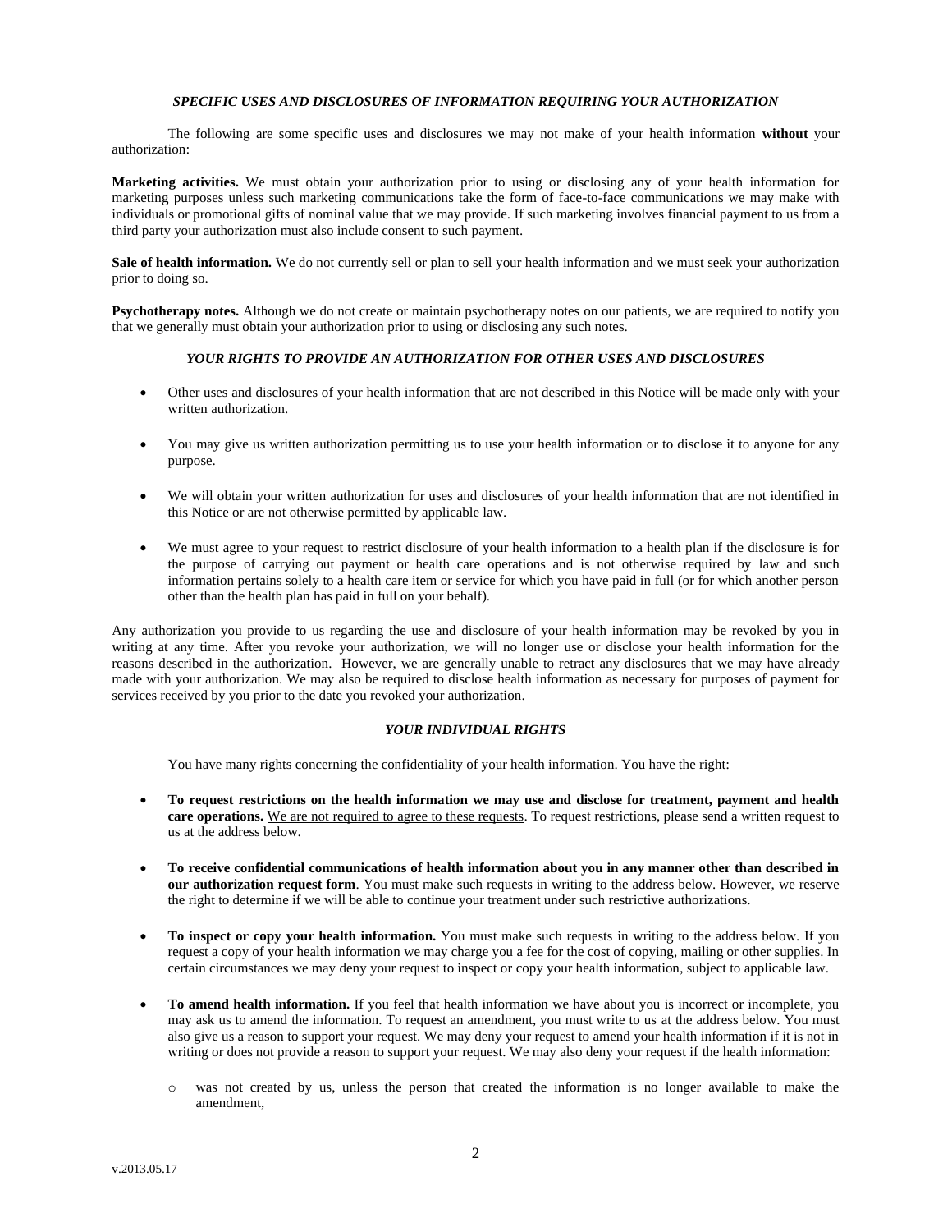### *SPECIFIC USES AND DISCLOSURES OF INFORMATION REQUIRING YOUR AUTHORIZATION*

The following are some specific uses and disclosures we may not make of your health information **without** your authorization:

**Marketing activities.** We must obtain your authorization prior to using or disclosing any of your health information for marketing purposes unless such marketing communications take the form of face-to-face communications we may make with individuals or promotional gifts of nominal value that we may provide. If such marketing involves financial payment to us from a third party your authorization must also include consent to such payment.

**Sale of health information.** We do not currently sell or plan to sell your health information and we must seek your authorization prior to doing so.

**Psychotherapy notes.** Although we do not create or maintain psychotherapy notes on our patients, we are required to notify you that we generally must obtain your authorization prior to using or disclosing any such notes.

### *YOUR RIGHTS TO PROVIDE AN AUTHORIZATION FOR OTHER USES AND DISCLOSURES*

- Other uses and disclosures of your health information that are not described in this Notice will be made only with your written authorization.
- You may give us written authorization permitting us to use your health information or to disclose it to anyone for any purpose.
- We will obtain your written authorization for uses and disclosures of your health information that are not identified in this Notice or are not otherwise permitted by applicable law.
- We must agree to your request to restrict disclosure of your health information to a health plan if the disclosure is for the purpose of carrying out payment or health care operations and is not otherwise required by law and such information pertains solely to a health care item or service for which you have paid in full (or for which another person other than the health plan has paid in full on your behalf).

Any authorization you provide to us regarding the use and disclosure of your health information may be revoked by you in writing at any time. After you revoke your authorization, we will no longer use or disclose your health information for the reasons described in the authorization. However, we are generally unable to retract any disclosures that we may have already made with your authorization. We may also be required to disclose health information as necessary for purposes of payment for services received by you prior to the date you revoked your authorization.

### *YOUR INDIVIDUAL RIGHTS*

You have many rights concerning the confidentiality of your health information. You have the right:

- **To request restrictions on the health information we may use and disclose for treatment, payment and health care operations.** <u>We are not required to agree to these requests</u>. To request restrictions, please send a written request to us at the address below.
- **To receive confidential communications of health information about you in any manner other than described in our authorization request form**. You must make such requests in writing to the address below. However, we reserve the right to determine if we will be able to continue your treatment under such restrictive authorizations.
- **To inspect or copy your health information.** You must make such requests in writing to the address below. If you request a copy of your health information we may charge you a fee for the cost of copying, mailing or other supplies. In certain circumstances we may deny your request to inspect or copy your health information, subject to applicable law.
- **To amend health information.** If you feel that health information we have about you is incorrect or incomplete, you may ask us to amend the information. To request an amendment, you must write to us at the address below. You must also give us a reason to support your request. We may deny your request to amend your health information if it is not in writing or does not provide a reason to support your request. We may also deny your request if the health information:
    - was not created by us, unless the person that created the information is no longer available to make the amendment,

v.2013.05.17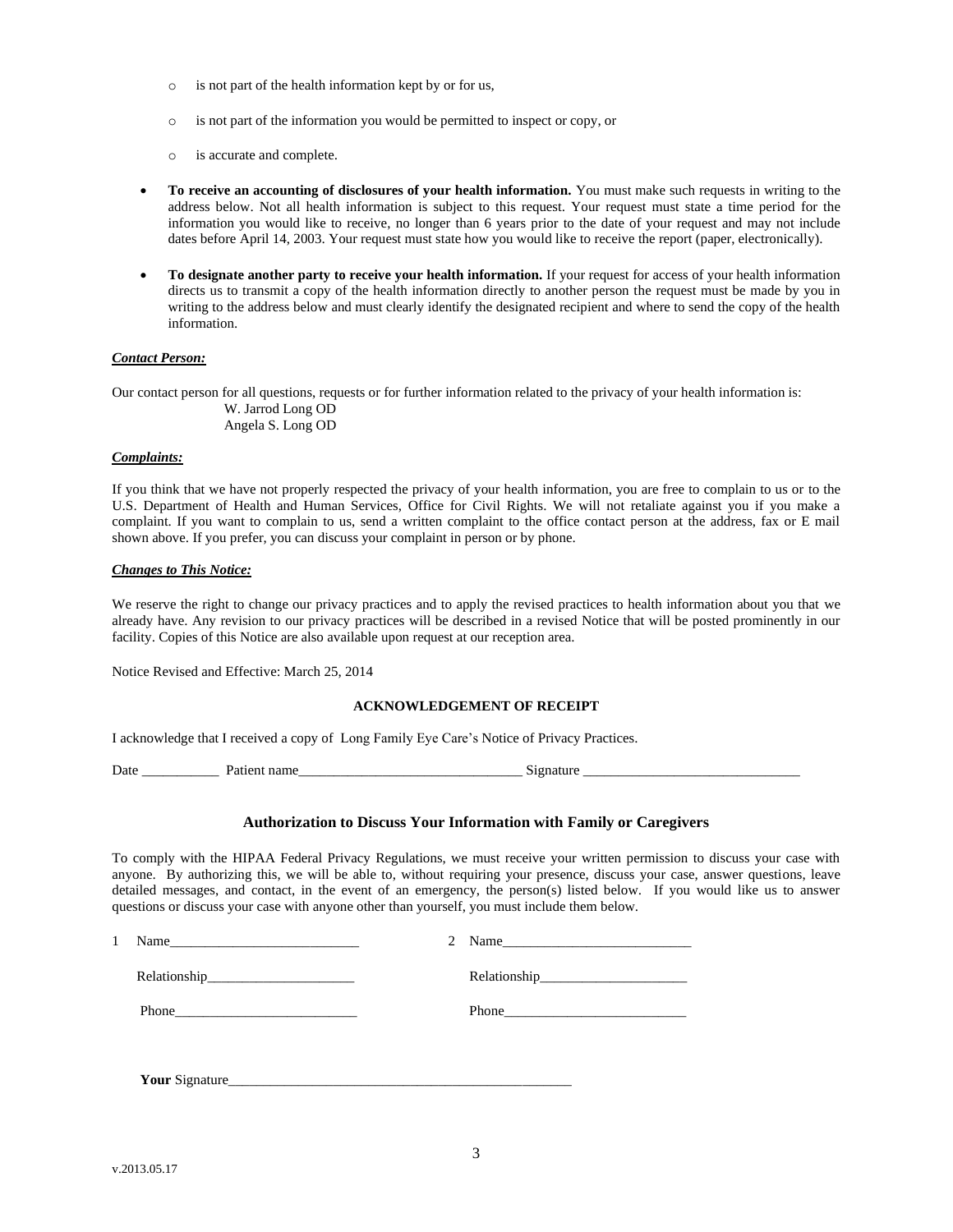- is not part of the health information kept by or for us,
  - is not part of the information you would be permitted to inspect or copy, or
  - is accurate and complete.

- **To receive an accounting of disclosures of your health information.** You must make such requests in writing to the address below. Not all health information is subject to this request. Your request must state a time period for the information you would like to receive, no longer than 6 years prior to the date of your request and may not include dates before April 14, 2003. Your request must state how you would like to receive the report (paper, electronically).

- **To designate another party to receive your health information.** If your request for access of your health information directs us to transmit a copy of the health information directly to another person the request must be made by you in writing to the address below and must clearly identify the designated recipient and where to send the copy of the health information.

***Contact Person:***

Our contact person for all questions, requests or for further information related to the privacy of your health information is:

W. Jarrod Long OD
Angela S. Long OD

***Complaints:***

If you think that we have not properly respected the privacy of your health information, you are free to complain to us or to the U.S. Department of Health and Human Services, Office for Civil Rights. We will not retaliate against you if you make a complaint. If you want to complain to us, send a written complaint to the office contact person at the address, fax or E mail shown above. If you prefer, you can discuss your complaint in person or by phone.

***Changes to This Notice:***

We reserve the right to change our privacy practices and to apply the revised practices to health information about you that we already have. Any revision to our privacy practices will be described in a revised Notice that will be posted prominently in our facility. Copies of this Notice are also available upon request at our reception area.

Notice Revised and Effective: March 25, 2014

**ACKNOWLEDGEMENT OF RECEIPT**

I acknowledge that I received a copy of Long Family Eye Care's Notice of Privacy Practices.

Date ___________ Patient name________________________________ Signature _______________________________

**Authorization to Discuss Your Information with Family or Caregivers**

To comply with the HIPAA Federal Privacy Regulations, we must receive your written permission to discuss your case with anyone. By authorizing this, we will be able to, without requiring your presence, discuss your case, answer questions, leave detailed messages, and contact, in the event of an emergency, the person(s) listed below. If you would like us to answer questions or discuss your case with anyone other than yourself, you must include them below.

1 Name___________________________ 2 Name___________________________

Relationship_____________________ Relationship_____________________

Phone__________________________ Phone__________________________

**Your** Signature__________________________________________________

v.2013.05.17